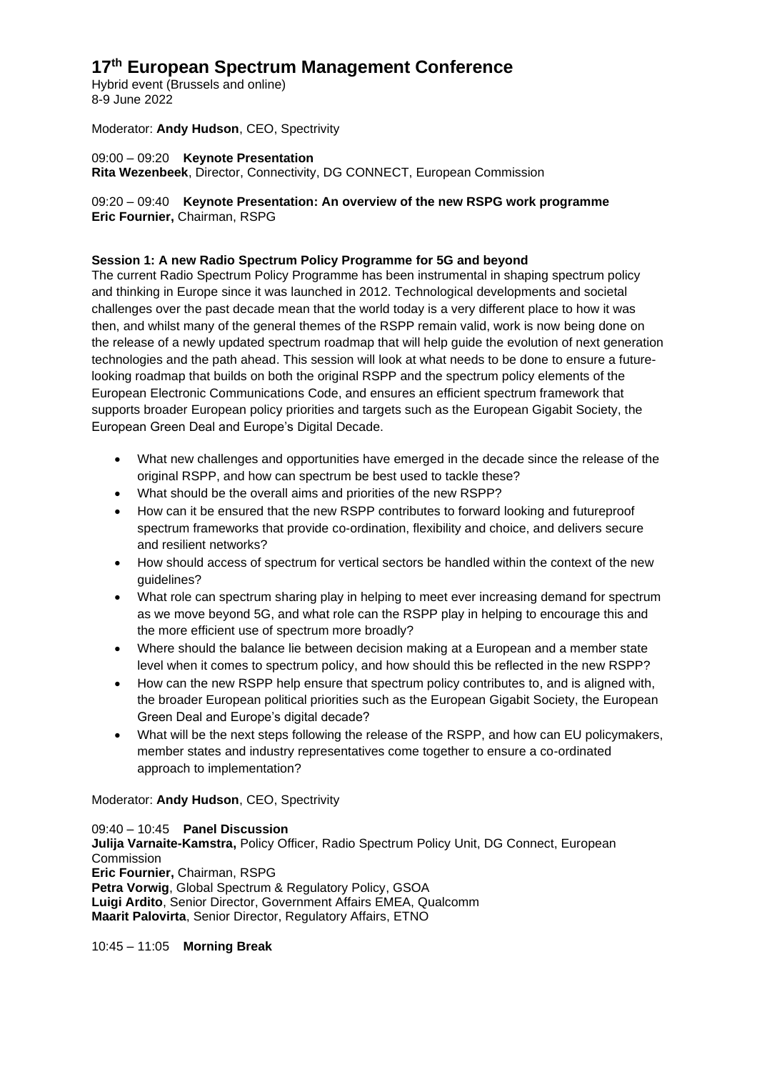# 17th European Spectrum Management Conference

Hybrid event (Brussels and online)
8-9 June 2022

Moderator: **Andy Hudson**, CEO, Spectrivity

09:00 – 09:20 **Keynote Presentation**
**Rita Wezenbeek**, Director, Connectivity, DG CONNECT, European Commission

09:20 – 09:40 **Keynote Presentation: An overview of the new RSPG work programme**
**Eric Fournier,** Chairman, RSPG

**Session 1: A new Radio Spectrum Policy Programme for 5G and beyond**

The current Radio Spectrum Policy Programme has been instrumental in shaping spectrum policy and thinking in Europe since it was launched in 2012. Technological developments and societal challenges over the past decade mean that the world today is a very different place to how it was then, and whilst many of the general themes of the RSPP remain valid, work is now being done on the release of a newly updated spectrum roadmap that will help guide the evolution of next generation technologies and the path ahead. This session will look at what needs to be done to ensure a future-looking roadmap that builds on both the original RSPP and the spectrum policy elements of the European Electronic Communications Code, and ensures an efficient spectrum framework that supports broader European policy priorities and targets such as the European Gigabit Society, the European Green Deal and Europe's Digital Decade.

- What new challenges and opportunities have emerged in the decade since the release of the original RSPP, and how can spectrum be best used to tackle these?
- What should be the overall aims and priorities of the new RSPP?
- How can it be ensured that the new RSPP contributes to forward looking and futureproof spectrum frameworks that provide co-ordination, flexibility and choice, and delivers secure and resilient networks?
- How should access of spectrum for vertical sectors be handled within the context of the new guidelines?
- What role can spectrum sharing play in helping to meet ever increasing demand for spectrum as we move beyond 5G, and what role can the RSPP play in helping to encourage this and the more efficient use of spectrum more broadly?
- Where should the balance lie between decision making at a European and a member state level when it comes to spectrum policy, and how should this be reflected in the new RSPP?
- How can the new RSPP help ensure that spectrum policy contributes to, and is aligned with, the broader European political priorities such as the European Gigabit Society, the European Green Deal and Europe's digital decade?
- What will be the next steps following the release of the RSPP, and how can EU policymakers, member states and industry representatives come together to ensure a co-ordinated approach to implementation?

Moderator: **Andy Hudson**, CEO, Spectrivity

09:40 – 10:45 **Panel Discussion**
**Julija Varnaite-Kamstra,** Policy Officer, Radio Spectrum Policy Unit, DG Connect, European Commission
**Eric Fournier,** Chairman, RSPG
**Petra Vorwig**, Global Spectrum & Regulatory Policy, GSOA
**Luigi Ardito**, Senior Director, Government Affairs EMEA, Qualcomm
**Maarit Palovirta**, Senior Director, Regulatory Affairs, ETNO

10:45 – 11:05 **Morning Break**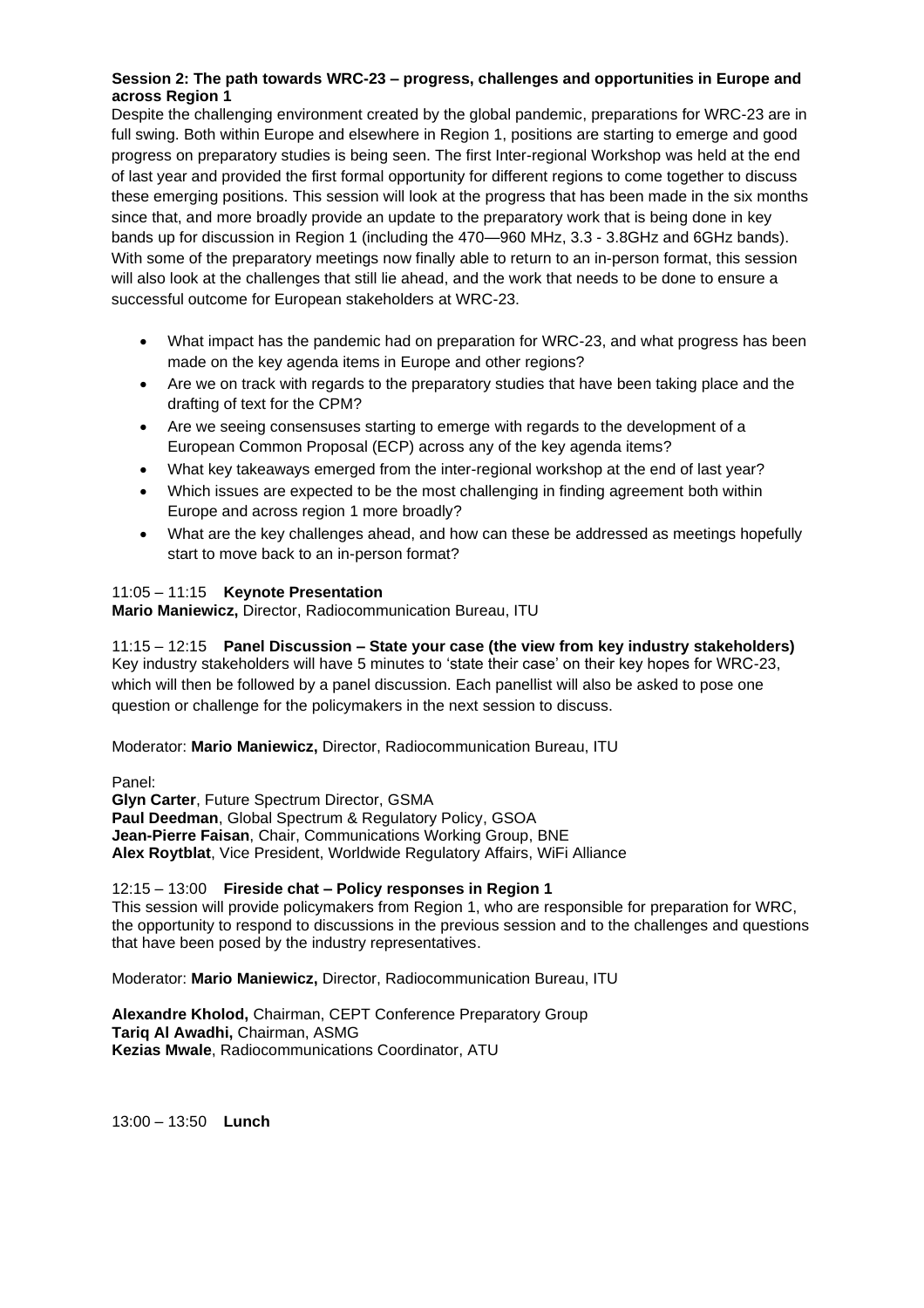**Session 2: The path towards WRC-23 – progress, challenges and opportunities in Europe and across Region 1**

Despite the challenging environment created by the global pandemic, preparations for WRC-23 are in full swing. Both within Europe and elsewhere in Region 1, positions are starting to emerge and good progress on preparatory studies is being seen. The first Inter-regional Workshop was held at the end of last year and provided the first formal opportunity for different regions to come together to discuss these emerging positions. This session will look at the progress that has been made in the six months since that, and more broadly provide an update to the preparatory work that is being done in key bands up for discussion in Region 1 (including the 470—960 MHz, 3.3 - 3.8GHz and 6GHz bands). With some of the preparatory meetings now finally able to return to an in-person format, this session will also look at the challenges that still lie ahead, and the work that needs to be done to ensure a successful outcome for European stakeholders at WRC-23.

- What impact has the pandemic had on preparation for WRC-23, and what progress has been made on the key agenda items in Europe and other regions?
- Are we on track with regards to the preparatory studies that have been taking place and the drafting of text for the CPM?
- Are we seeing consensuses starting to emerge with regards to the development of a European Common Proposal (ECP) across any of the key agenda items?
- What key takeaways emerged from the inter-regional workshop at the end of last year?
- Which issues are expected to be the most challenging in finding agreement both within Europe and across region 1 more broadly?
- What are the key challenges ahead, and how can these be addressed as meetings hopefully start to move back to an in-person format?

11:05 – 11:15 **Keynote Presentation**
**Mario Maniewicz,** Director, Radiocommunication Bureau, ITU

11:15 – 12:15 **Panel Discussion – State your case (the view from key industry stakeholders)**
Key industry stakeholders will have 5 minutes to 'state their case' on their key hopes for WRC-23, which will then be followed by a panel discussion. Each panellist will also be asked to pose one question or challenge for the policymakers in the next session to discuss.

Moderator: **Mario Maniewicz,** Director, Radiocommunication Bureau, ITU

Panel:
**Glyn Carter**, Future Spectrum Director, GSMA
**Paul Deedman**, Global Spectrum & Regulatory Policy, GSOA
**Jean-Pierre Faisan**, Chair, Communications Working Group, BNE
**Alex Roytblat**, Vice President, Worldwide Regulatory Affairs, WiFi Alliance

12:15 – 13:00 **Fireside chat – Policy responses in Region 1**
This session will provide policymakers from Region 1, who are responsible for preparation for WRC, the opportunity to respond to discussions in the previous session and to the challenges and questions that have been posed by the industry representatives.

Moderator: **Mario Maniewicz,** Director, Radiocommunication Bureau, ITU

**Alexandre Kholod,** Chairman, CEPT Conference Preparatory Group
**Tariq Al Awadhi,** Chairman, ASMG
**Kezias Mwale**, Radiocommunications Coordinator, ATU

13:00 – 13:50 **Lunch**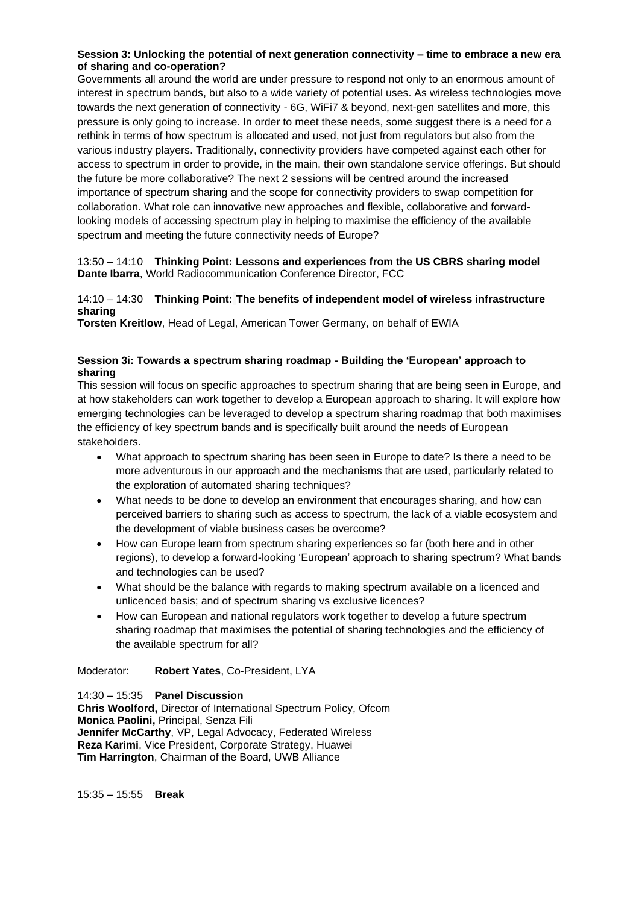**Session 3: Unlocking the potential of next generation connectivity – time to embrace a new era of sharing and co-operation?**

Governments all around the world are under pressure to respond not only to an enormous amount of interest in spectrum bands, but also to a wide variety of potential uses. As wireless technologies move towards the next generation of connectivity - 6G, WiFi7 & beyond, next-gen satellites and more, this pressure is only going to increase. In order to meet these needs, some suggest there is a need for a rethink in terms of how spectrum is allocated and used, not just from regulators but also from the various industry players. Traditionally, connectivity providers have competed against each other for access to spectrum in order to provide, in the main, their own standalone service offerings. But should the future be more collaborative? The next 2 sessions will be centred around the increased importance of spectrum sharing and the scope for connectivity providers to swap competition for collaboration. What role can innovative new approaches and flexible, collaborative and forward-looking models of accessing spectrum play in helping to maximise the efficiency of the available spectrum and meeting the future connectivity needs of Europe?

13:50 – 14:10 **Thinking Point: Lessons and experiences from the US CBRS sharing model**
**Dante Ibarra**, World Radiocommunication Conference Director, FCC

14:10 – 14:30 **Thinking Point: The benefits of independent model of wireless infrastructure sharing**
**Torsten Kreitlow**, Head of Legal, American Tower Germany, on behalf of EWIA

**Session 3i: Towards a spectrum sharing roadmap - Building the 'European' approach to sharing**

This session will focus on specific approaches to spectrum sharing that are being seen in Europe, and at how stakeholders can work together to develop a European approach to sharing. It will explore how emerging technologies can be leveraged to develop a spectrum sharing roadmap that both maximises the efficiency of key spectrum bands and is specifically built around the needs of European stakeholders.

- What approach to spectrum sharing has been seen in Europe to date? Is there a need to be more adventurous in our approach and the mechanisms that are used, particularly related to the exploration of automated sharing techniques?
- What needs to be done to develop an environment that encourages sharing, and how can perceived barriers to sharing such as access to spectrum, the lack of a viable ecosystem and the development of viable business cases be overcome?
- How can Europe learn from spectrum sharing experiences so far (both here and in other regions), to develop a forward-looking 'European' approach to sharing spectrum? What bands and technologies can be used?
- What should be the balance with regards to making spectrum available on a licenced and unlicenced basis; and of spectrum sharing vs exclusive licences?
- How can European and national regulators work together to develop a future spectrum sharing roadmap that maximises the potential of sharing technologies and the efficiency of the available spectrum for all?

Moderator: **Robert Yates**, Co-President, LYA

14:30 – 15:35 **Panel Discussion**
**Chris Woolford,** Director of International Spectrum Policy, Ofcom
**Monica Paolini,** Principal, Senza Fili
**Jennifer McCarthy**, VP, Legal Advocacy, Federated Wireless
**Reza Karimi**, Vice President, Corporate Strategy, Huawei
**Tim Harrington**, Chairman of the Board, UWB Alliance

15:35 – 15:55 **Break**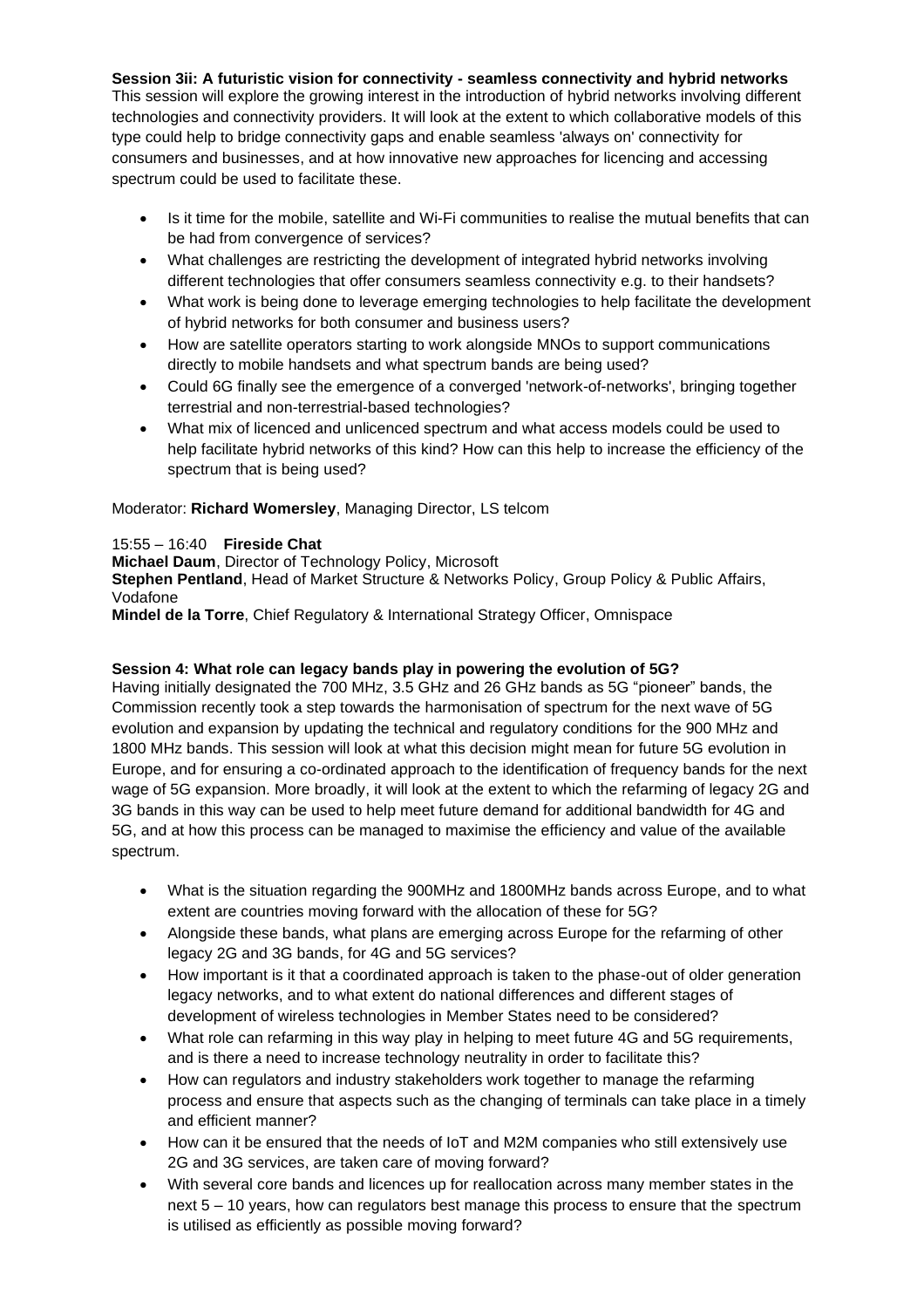**Session 3ii: A futuristic vision for connectivity - seamless connectivity and hybrid networks**

This session will explore the growing interest in the introduction of hybrid networks involving different technologies and connectivity providers. It will look at the extent to which collaborative models of this type could help to bridge connectivity gaps and enable seamless 'always on' connectivity for consumers and businesses, and at how innovative new approaches for licencing and accessing spectrum could be used to facilitate these.

- Is it time for the mobile, satellite and Wi-Fi communities to realise the mutual benefits that can be had from convergence of services?
- What challenges are restricting the development of integrated hybrid networks involving different technologies that offer consumers seamless connectivity e.g. to their handsets?
- What work is being done to leverage emerging technologies to help facilitate the development of hybrid networks for both consumer and business users?
- How are satellite operators starting to work alongside MNOs to support communications directly to mobile handsets and what spectrum bands are being used?
- Could 6G finally see the emergence of a converged 'network-of-networks', bringing together terrestrial and non-terrestrial-based technologies?
- What mix of licenced and unlicenced spectrum and what access models could be used to help facilitate hybrid networks of this kind? How can this help to increase the efficiency of the spectrum that is being used?

Moderator: **Richard Womersley**, Managing Director, LS telcom

15:55 – 16:40 **Fireside Chat**

**Michael Daum**, Director of Technology Policy, Microsoft
**Stephen Pentland**, Head of Market Structure & Networks Policy, Group Policy & Public Affairs, Vodafone
**Mindel de la Torre**, Chief Regulatory & International Strategy Officer, Omnispace

**Session 4: What role can legacy bands play in powering the evolution of 5G?**

Having initially designated the 700 MHz, 3.5 GHz and 26 GHz bands as 5G "pioneer" bands, the Commission recently took a step towards the harmonisation of spectrum for the next wave of 5G evolution and expansion by updating the technical and regulatory conditions for the 900 MHz and 1800 MHz bands. This session will look at what this decision might mean for future 5G evolution in Europe, and for ensuring a co-ordinated approach to the identification of frequency bands for the next wage of 5G expansion. More broadly, it will look at the extent to which the refarming of legacy 2G and 3G bands in this way can be used to help meet future demand for additional bandwidth for 4G and 5G, and at how this process can be managed to maximise the efficiency and value of the available spectrum.

- What is the situation regarding the 900MHz and 1800MHz bands across Europe, and to what extent are countries moving forward with the allocation of these for 5G?
- Alongside these bands, what plans are emerging across Europe for the refarming of other legacy 2G and 3G bands, for 4G and 5G services?
- How important is it that a coordinated approach is taken to the phase-out of older generation legacy networks, and to what extent do national differences and different stages of development of wireless technologies in Member States need to be considered?
- What role can refarming in this way play in helping to meet future 4G and 5G requirements, and is there a need to increase technology neutrality in order to facilitate this?
- How can regulators and industry stakeholders work together to manage the refarming process and ensure that aspects such as the changing of terminals can take place in a timely and efficient manner?
- How can it be ensured that the needs of IoT and M2M companies who still extensively use 2G and 3G services, are taken care of moving forward?
- With several core bands and licences up for reallocation across many member states in the next 5 – 10 years, how can regulators best manage this process to ensure that the spectrum is utilised as efficiently as possible moving forward?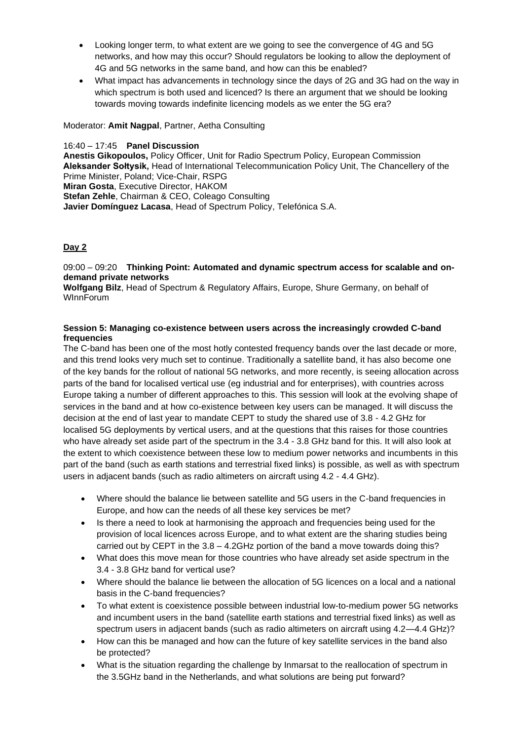- Looking longer term, to what extent are we going to see the convergence of 4G and 5G networks, and how may this occur? Should regulators be looking to allow the deployment of 4G and 5G networks in the same band, and how can this be enabled?
- What impact has advancements in technology since the days of 2G and 3G had on the way in which spectrum is both used and licenced? Is there an argument that we should be looking towards moving towards indefinite licencing models as we enter the 5G era?

Moderator: **Amit Nagpal**, Partner, Aetha Consulting

16:40 – 17:45 **Panel Discussion**
**Anestis Gikopoulos,** Policy Officer, Unit for Radio Spectrum Policy, European Commission
**Aleksander Sołtysik,** Head of International Telecommunication Policy Unit, The Chancellery of the Prime Minister, Poland; Vice-Chair, RSPG
**Miran Gosta**, Executive Director, HAKOM
**Stefan Zehle**, Chairman & CEO, Coleago Consulting
**Javier Domínguez Lacasa**, Head of Spectrum Policy, Telefónica S.A.

## Day 2

09:00 – 09:20 **Thinking Point: Automated and dynamic spectrum access for scalable and on-demand private networks**
**Wolfgang Bilz**, Head of Spectrum & Regulatory Affairs, Europe, Shure Germany, on behalf of WInnForum

### Session 5: Managing co-existence between users across the increasingly crowded C-band frequencies

The C-band has been one of the most hotly contested frequency bands over the last decade or more, and this trend looks very much set to continue. Traditionally a satellite band, it has also become one of the key bands for the rollout of national 5G networks, and more recently, is seeing allocation across parts of the band for localised vertical use (eg industrial and for enterprises), with countries across Europe taking a number of different approaches to this. This session will look at the evolving shape of services in the band and at how co-existence between key users can be managed. It will discuss the decision at the end of last year to mandate CEPT to study the shared use of 3.8 - 4.2 GHz for localised 5G deployments by vertical users, and at the questions that this raises for those countries who have already set aside part of the spectrum in the 3.4 - 3.8 GHz band for this. It will also look at the extent to which coexistence between these low to medium power networks and incumbents in this part of the band (such as earth stations and terrestrial fixed links) is possible, as well as with spectrum users in adjacent bands (such as radio altimeters on aircraft using 4.2 - 4.4 GHz).

- Where should the balance lie between satellite and 5G users in the C-band frequencies in Europe, and how can the needs of all these key services be met?
- Is there a need to look at harmonising the approach and frequencies being used for the provision of local licences across Europe, and to what extent are the sharing studies being carried out by CEPT in the 3.8 – 4.2GHz portion of the band a move towards doing this?
- What does this move mean for those countries who have already set aside spectrum in the 3.4 - 3.8 GHz band for vertical use?
- Where should the balance lie between the allocation of 5G licences on a local and a national basis in the C-band frequencies?
- To what extent is coexistence possible between industrial low-to-medium power 5G networks and incumbent users in the band (satellite earth stations and terrestrial fixed links) as well as spectrum users in adjacent bands (such as radio altimeters on aircraft using 4.2—4.4 GHz)?
- How can this be managed and how can the future of key satellite services in the band also be protected?
- What is the situation regarding the challenge by Inmarsat to the reallocation of spectrum in the 3.5GHz band in the Netherlands, and what solutions are being put forward?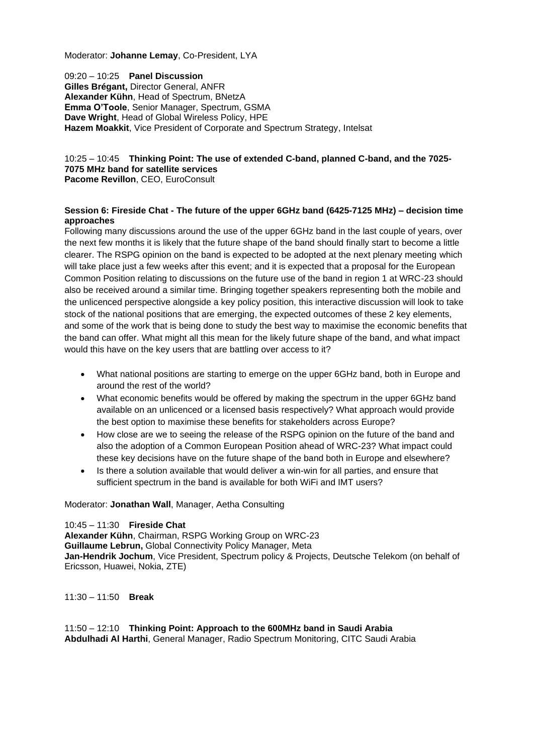Moderator: **Johanne Lemay**, Co-President, LYA

09:20 – 10:25 **Panel Discussion**
**Gilles Brégant,** Director General, ANFR
**Alexander Kühn**, Head of Spectrum, BNetzA
**Emma O'Toole**, Senior Manager, Spectrum, GSMA
**Dave Wright**, Head of Global Wireless Policy, HPE
**Hazem Moakkit**, Vice President of Corporate and Spectrum Strategy, Intelsat

10:25 – 10:45 **Thinking Point: The use of extended C-band, planned C-band, and the 7025-7075 MHz band for satellite services**
**Pacome Revillon**, CEO, EuroConsult

**Session 6: Fireside Chat - The future of the upper 6GHz band (6425-7125 MHz) – decision time approaches**

Following many discussions around the use of the upper 6GHz band in the last couple of years, over the next few months it is likely that the future shape of the band should finally start to become a little clearer. The RSPG opinion on the band is expected to be adopted at the next plenary meeting which will take place just a few weeks after this event; and it is expected that a proposal for the European Common Position relating to discussions on the future use of the band in region 1 at WRC-23 should also be received around a similar time. Bringing together speakers representing both the mobile and the unlicenced perspective alongside a key policy position, this interactive discussion will look to take stock of the national positions that are emerging, the expected outcomes of these 2 key elements, and some of the work that is being done to study the best way to maximise the economic benefits that the band can offer. What might all this mean for the likely future shape of the band, and what impact would this have on the key users that are battling over access to it?

- What national positions are starting to emerge on the upper 6GHz band, both in Europe and around the rest of the world?
- What economic benefits would be offered by making the spectrum in the upper 6GHz band available on an unlicenced or a licensed basis respectively? What approach would provide the best option to maximise these benefits for stakeholders across Europe?
- How close are we to seeing the release of the RSPG opinion on the future of the band and also the adoption of a Common European Position ahead of WRC-23? What impact could these key decisions have on the future shape of the band both in Europe and elsewhere?
- Is there a solution available that would deliver a win-win for all parties, and ensure that sufficient spectrum in the band is available for both WiFi and IMT users?

Moderator: **Jonathan Wall**, Manager, Aetha Consulting

10:45 – 11:30 **Fireside Chat**
**Alexander Kühn**, Chairman, RSPG Working Group on WRC-23
**Guillaume Lebrun,** Global Connectivity Policy Manager, Meta
**Jan-Hendrik Jochum**, Vice President, Spectrum policy & Projects, Deutsche Telekom (on behalf of Ericsson, Huawei, Nokia, ZTE)

11:30 – 11:50 **Break**

11:50 – 12:10 **Thinking Point: Approach to the 600MHz band in Saudi Arabia**
**Abdulhadi Al Harthi**, General Manager, Radio Spectrum Monitoring, CITC Saudi Arabia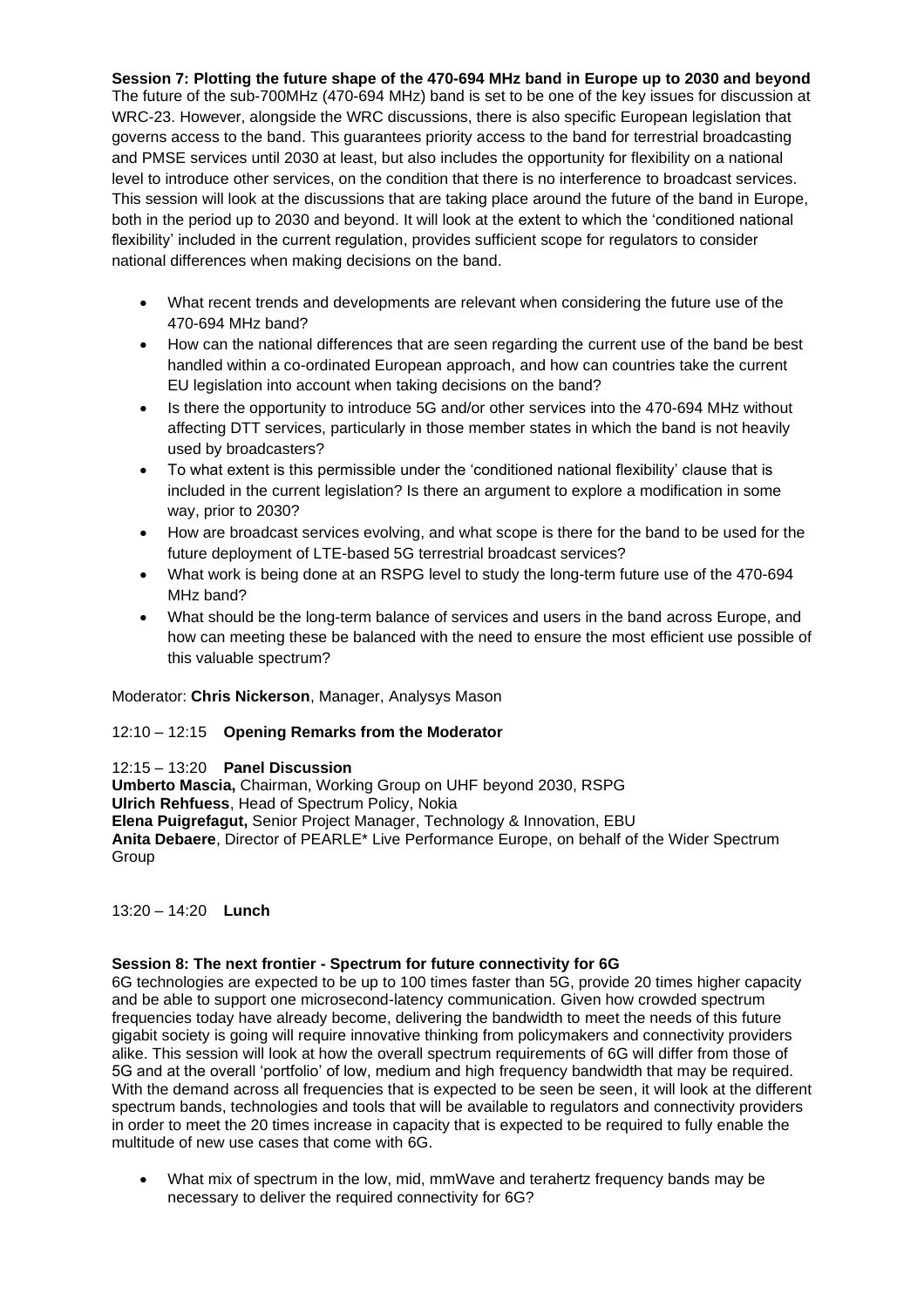**Session 7: Plotting the future shape of the 470-694 MHz band in Europe up to 2030 and beyond**

The future of the sub-700MHz (470-694 MHz) band is set to be one of the key issues for discussion at WRC-23. However, alongside the WRC discussions, there is also specific European legislation that governs access to the band. This guarantees priority access to the band for terrestrial broadcasting and PMSE services until 2030 at least, but also includes the opportunity for flexibility on a national level to introduce other services, on the condition that there is no interference to broadcast services. This session will look at the discussions that are taking place around the future of the band in Europe, both in the period up to 2030 and beyond. It will look at the extent to which the 'conditioned national flexibility' included in the current regulation, provides sufficient scope for regulators to consider national differences when making decisions on the band.

- What recent trends and developments are relevant when considering the future use of the 470-694 MHz band?
- How can the national differences that are seen regarding the current use of the band be best handled within a co-ordinated European approach, and how can countries take the current EU legislation into account when taking decisions on the band?
- Is there the opportunity to introduce 5G and/or other services into the 470-694 MHz without affecting DTT services, particularly in those member states in which the band is not heavily used by broadcasters?
- To what extent is this permissible under the 'conditioned national flexibility' clause that is included in the current legislation? Is there an argument to explore a modification in some way, prior to 2030?
- How are broadcast services evolving, and what scope is there for the band to be used for the future deployment of LTE-based 5G terrestrial broadcast services?
- What work is being done at an RSPG level to study the long-term future use of the 470-694 MHz band?
- What should be the long-term balance of services and users in the band across Europe, and how can meeting these be balanced with the need to ensure the most efficient use possible of this valuable spectrum?

Moderator: **Chris Nickerson**, Manager, Analysys Mason

12:10 – 12:15 **Opening Remarks from the Moderator**

12:15 – 13:20 **Panel Discussion**
**Umberto Mascia,** Chairman, Working Group on UHF beyond 2030, RSPG
**Ulrich Rehfuess**, Head of Spectrum Policy, Nokia
**Elena Puigrefagut,** Senior Project Manager, Technology & Innovation, EBU
**Anita Debaere**, Director of PEARLE* Live Performance Europe, on behalf of the Wider Spectrum Group

13:20 – 14:20 **Lunch**

**Session 8: The next frontier - Spectrum for future connectivity for 6G**

6G technologies are expected to be up to 100 times faster than 5G, provide 20 times higher capacity and be able to support one microsecond-latency communication. Given how crowded spectrum frequencies today have already become, delivering the bandwidth to meet the needs of this future gigabit society is going will require innovative thinking from policymakers and connectivity providers alike. This session will look at how the overall spectrum requirements of 6G will differ from those of 5G and at the overall 'portfolio' of low, medium and high frequency bandwidth that may be required. With the demand across all frequencies that is expected to be seen be seen, it will look at the different spectrum bands, technologies and tools that will be available to regulators and connectivity providers in order to meet the 20 times increase in capacity that is expected to be required to fully enable the multitude of new use cases that come with 6G.

- What mix of spectrum in the low, mid, mmWave and terahertz frequency bands may be necessary to deliver the required connectivity for 6G?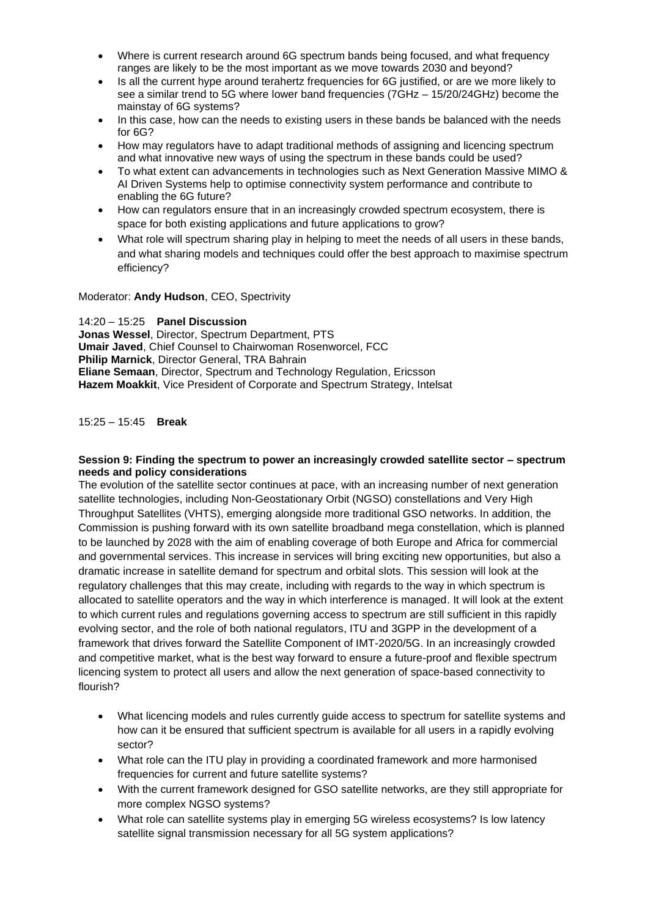- Where is current research around 6G spectrum bands being focused, and what frequency ranges are likely to be the most important as we move towards 2030 and beyond?
- Is all the current hype around terahertz frequencies for 6G justified, or are we more likely to see a similar trend to 5G where lower band frequencies (7GHz – 15/20/24GHz) become the mainstay of 6G systems?
- In this case, how can the needs to existing users in these bands be balanced with the needs for 6G?
- How may regulators have to adapt traditional methods of assigning and licencing spectrum and what innovative new ways of using the spectrum in these bands could be used?
- To what extent can advancements in technologies such as Next Generation Massive MIMO & AI Driven Systems help to optimise connectivity system performance and contribute to enabling the 6G future?
- How can regulators ensure that in an increasingly crowded spectrum ecosystem, there is space for both existing applications and future applications to grow?
- What role will spectrum sharing play in helping to meet the needs of all users in these bands, and what sharing models and techniques could offer the best approach to maximise spectrum efficiency?

Moderator: **Andy Hudson**, CEO, Spectrivity

14:20 – 15:25 **Panel Discussion**
**Jonas Wessel**, Director, Spectrum Department, PTS
**Umair Javed**, Chief Counsel to Chairwoman Rosenworcel, FCC
**Philip Marnick**, Director General, TRA Bahrain
**Eliane Semaan**, Director, Spectrum and Technology Regulation, Ericsson
**Hazem Moakkit**, Vice President of Corporate and Spectrum Strategy, Intelsat

15:25 – 15:45 **Break**

**Session 9: Finding the spectrum to power an increasingly crowded satellite sector – spectrum needs and policy considerations**

The evolution of the satellite sector continues at pace, with an increasing number of next generation satellite technologies, including Non-Geostationary Orbit (NGSO) constellations and Very High Throughput Satellites (VHTS), emerging alongside more traditional GSO networks. In addition, the Commission is pushing forward with its own satellite broadband mega constellation, which is planned to be launched by 2028 with the aim of enabling coverage of both Europe and Africa for commercial and governmental services. This increase in services will bring exciting new opportunities, but also a dramatic increase in satellite demand for spectrum and orbital slots. This session will look at the regulatory challenges that this may create, including with regards to the way in which spectrum is allocated to satellite operators and the way in which interference is managed. It will look at the extent to which current rules and regulations governing access to spectrum are still sufficient in this rapidly evolving sector, and the role of both national regulators, ITU and 3GPP in the development of a framework that drives forward the Satellite Component of IMT-2020/5G. In an increasingly crowded and competitive market, what is the best way forward to ensure a future-proof and flexible spectrum licencing system to protect all users and allow the next generation of space-based connectivity to flourish?

- What licencing models and rules currently guide access to spectrum for satellite systems and how can it be ensured that sufficient spectrum is available for all users in a rapidly evolving sector?
- What role can the ITU play in providing a coordinated framework and more harmonised frequencies for current and future satellite systems?
- With the current framework designed for GSO satellite networks, are they still appropriate for more complex NGSO systems?
- What role can satellite systems play in emerging 5G wireless ecosystems? Is low latency satellite signal transmission necessary for all 5G system applications?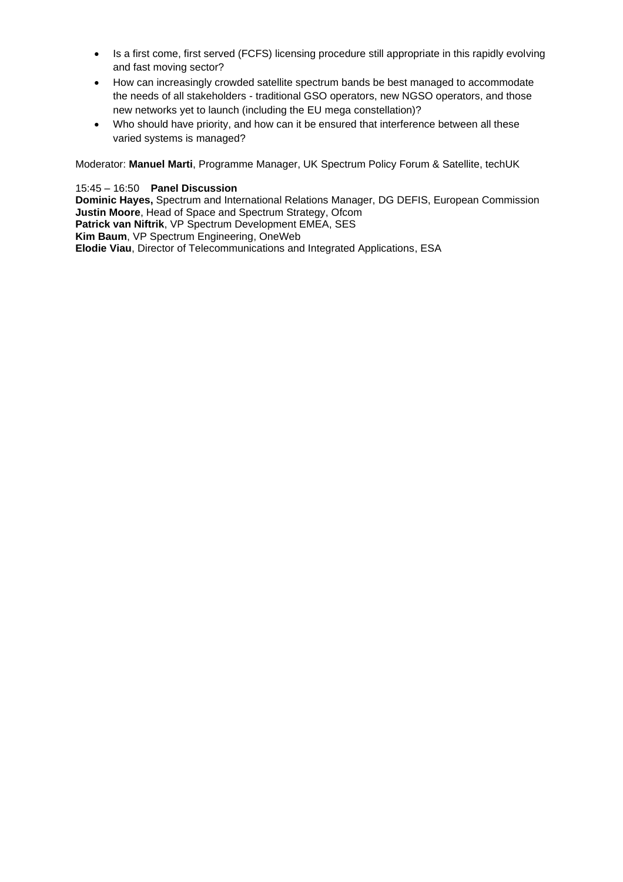- Is a first come, first served (FCFS) licensing procedure still appropriate in this rapidly evolving and fast moving sector?
- How can increasingly crowded satellite spectrum bands be best managed to accommodate the needs of all stakeholders - traditional GSO operators, new NGSO operators, and those new networks yet to launch (including the EU mega constellation)?
- Who should have priority, and how can it be ensured that interference between all these varied systems is managed?

Moderator: **Manuel Marti**, Programme Manager, UK Spectrum Policy Forum & Satellite, techUK

15:45 – 16:50 **Panel Discussion**
**Dominic Hayes,** Spectrum and International Relations Manager, DG DEFIS, European Commission
**Justin Moore**, Head of Space and Spectrum Strategy, Ofcom
**Patrick van Niftrik**, VP Spectrum Development EMEA, SES
**Kim Baum**, VP Spectrum Engineering, OneWeb
**Elodie Viau**, Director of Telecommunications and Integrated Applications, ESA